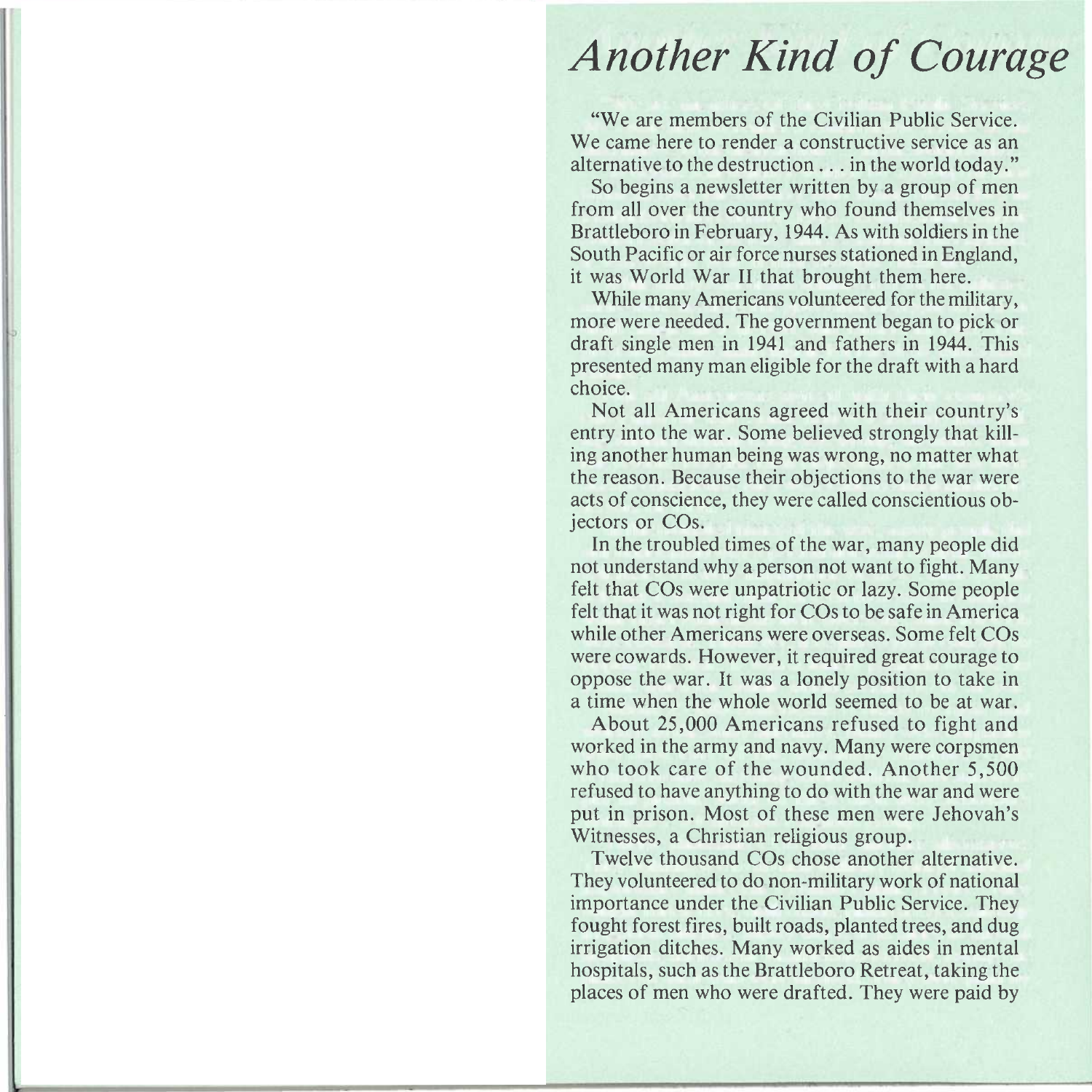# *Another Kind of Courage*

"We are members of the Civilian Public Service. We came here to render a constructive service as an alternative to the destruction . . . in the world today."

So begins a newsletter written by a group of men from all over the country who found themselves in Brattleboro in February, 1944. As with soldiers in the South Pacific or air force nurses stationed in England, it was World War II that brought them here.

While many Americans volunteered for the military, more were needed. The government began to pick or draft single men in 1941 and fathers in 1944. This presented many man eligible for the draft with a hard choice.

Not all Americans agreed with their country's entry into the war. Some believed strongly that killing another human being was wrong, no matter what the reason. Because their objections to the war were acts of conscience, they were called conscientious objectors or COs.

In the troubled times of the war, many people did not understand why a person not want to fight. Many felt that COs were unpatriotic or lazy. Some people felt that it was not right for COs to be safe in America while other Americans were overseas. Some felt COs were cowards. However, it required great courage to oppose the war. It was a lonely position to take in a time when the whole world seemed to be at war.

About 25,000 Americans refused to fight and worked in the army and navy. Many were corpsmen who took care of the wounded. Another 5,500 refused to have anything to do with the war and were put in prison. Most of these men were Jehovah's Witnesses, a Christian religious group.

Twelve thousand COs chose another alternative. They volunteered to do non-military work of national importance under the Civilian Public Service. They fought forest fires, built roads, planted trees, and dug irrigation ditches. Many worked as aides in mental hospitals, such as the Brattleboro Retreat, taking the places of men who were drafted. They were paid by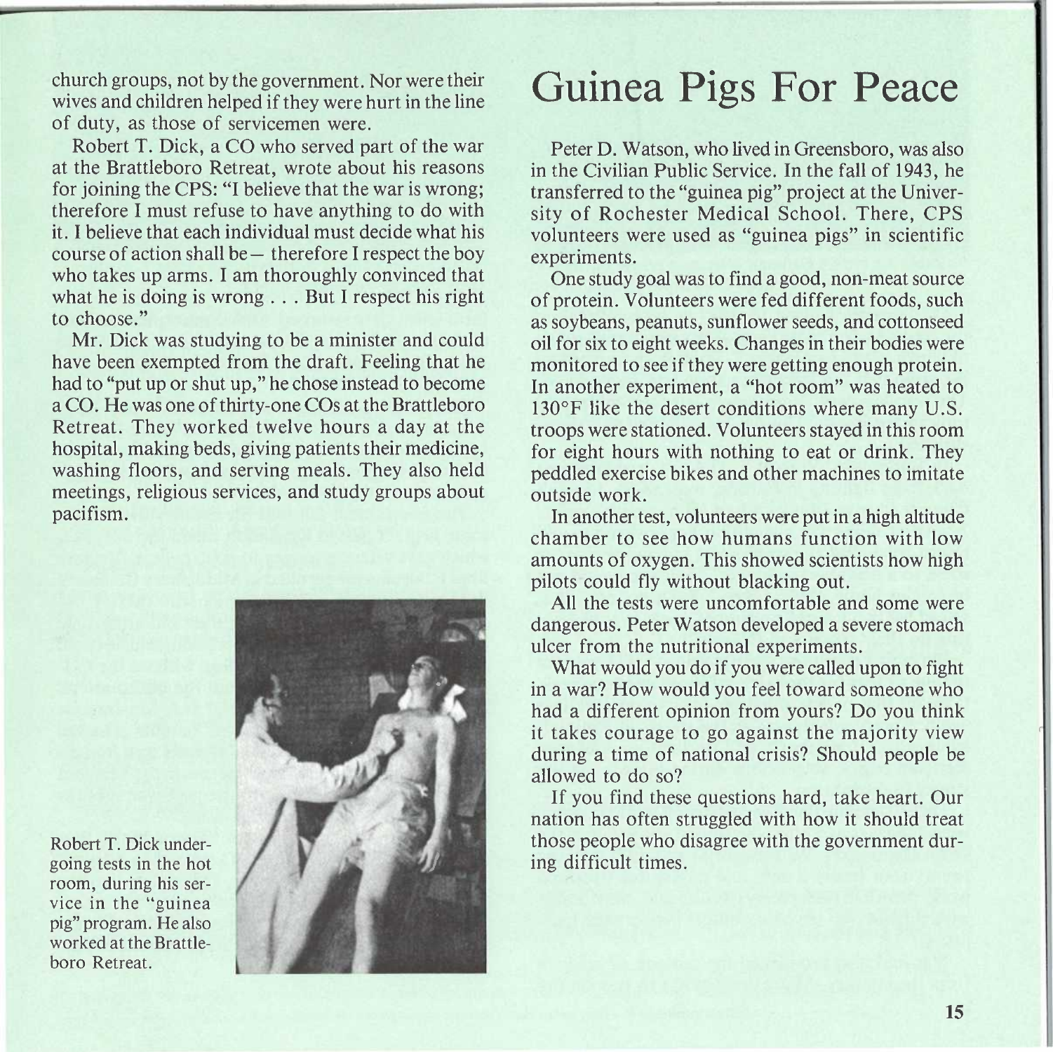church groups, not by the government. Nor were their wives and children helped if they were hurt in the line of duty, as those of servicemen were.

Robert T. Dick, a CO who served part of the war at the Brattleboro Retreat, wrote about his reasons for joining the CPS: "I believe that the war is wrong; therefore I must refuse to have anything to do with it. I believe that each individual must decide what his course of action shall be— therefore I respect the boy who takes up arms. I am thoroughly convinced that what he is doing is wrong . . . But I respect his right to choose."

Mr. Dick was studying to be a minister and could have been exempted from the draft. Feeling that he had to "put up or shut up," he chose instead to become a CO. He was one of thirty-one COs at the Brattleboro Retreat. They worked twelve hours a day at the hospital, making beds, giving patients their medicine, washing floors, and serving meals. They also held meetings, religious services, and study groups about pacifism.

Robert T. Dick undergoing tests in the hot room, during his service in the "guinea pig" program. He also worked at the Brattleboro Retreat.

# Guinea Pigs For Peace

Peter D. Watson, who lived in Greensboro, was also in the Civilian Public Service. In the fall of 1943, he transferred to the "guinea pig" project at the University of Rochester Medical School. There, CPS volunteers were used as "guinea pigs" in scientific experiments.

One study goal was to find a good, non-meat source of protein. Volunteers were fed different foods, such as soybeans, peanuts, sunflower seeds, and cottonseed oil for six to eight weeks. Changes in their bodies were monitored to see if they were getting enough protein. In another experiment, a "hot room" was heated to 130°F like the desert conditions where many U.S. troops were stationed. Volunteers stayed in this room for eight hours with nothing to eat or drink. They peddled exercise bikes and other machines to imitate outside work.

In another test, volunteers were put in a high altitude chamber to see how humans function with low amounts of oxygen. This showed scientists how high pilots could fly without blacking out.

All the tests were uncomfortable and some were dangerous. Peter Watson developed a severe stomach ulcer from the nutritional experiments.

What would you do if you were called upon to fight in a war? How would you feel toward someone who had a different opinion from yours? Do you think it takes courage to go against the majority view during a time of national crisis? Should people be allowed to do so?

If you find these questions hard, take heart. Our nation has often struggled with how it should treat those people who disagree with the government during difficult times.